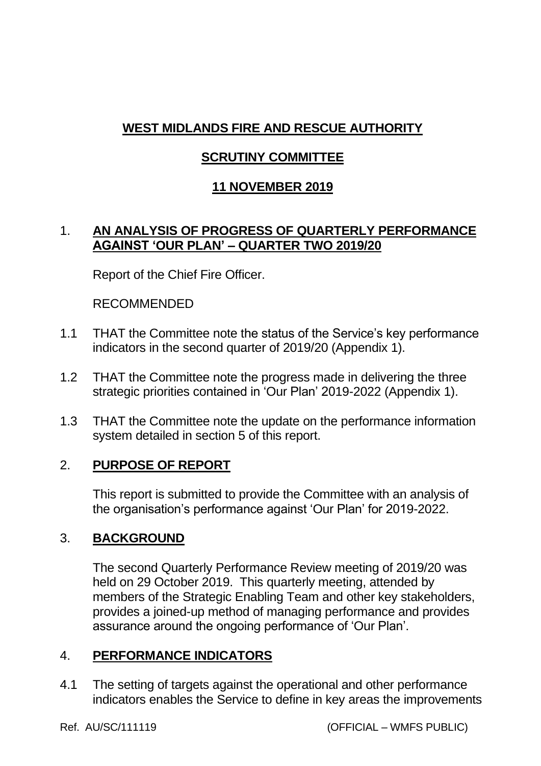# WEST MIDLANDS FIRE AND RESCUE AUTHORITY

## SCRUTINY COMMITTEE

## 11 NOVEMBER 2019

## 1. AN ANALYSIS OF PROGRESS OF QUARTERLY PERFORMANCE AGAINST 'OUR PLAN' – QUARTER TWO 2019/20

Report of the Chief Fire Officer.

RECOMMENDED

1.1 THAT the Committee note the status of the Service's key performance indicators in the second quarter of 2019/20 (Appendix 1).

1.2 THAT the Committee note the progress made in delivering the three strategic priorities contained in 'Our Plan' 2019-2022 (Appendix 1).

1.3 THAT the Committee note the update on the performance information system detailed in section 5 of this report.

## 2. PURPOSE OF REPORT

This report is submitted to provide the Committee with an analysis of the organisation's performance against 'Our Plan' for 2019-2022.

## 3. BACKGROUND

The second Quarterly Performance Review meeting of 2019/20 was held on 29 October 2019. This quarterly meeting, attended by members of the Strategic Enabling Team and other key stakeholders, provides a joined-up method of managing performance and provides assurance around the ongoing performance of 'Our Plan'.

## 4. PERFORMANCE INDICATORS

4.1 The setting of targets against the operational and other performance indicators enables the Service to define in key areas the improvements

Ref. AU/SC/111119 (OFFICIAL – WMFS PUBLIC)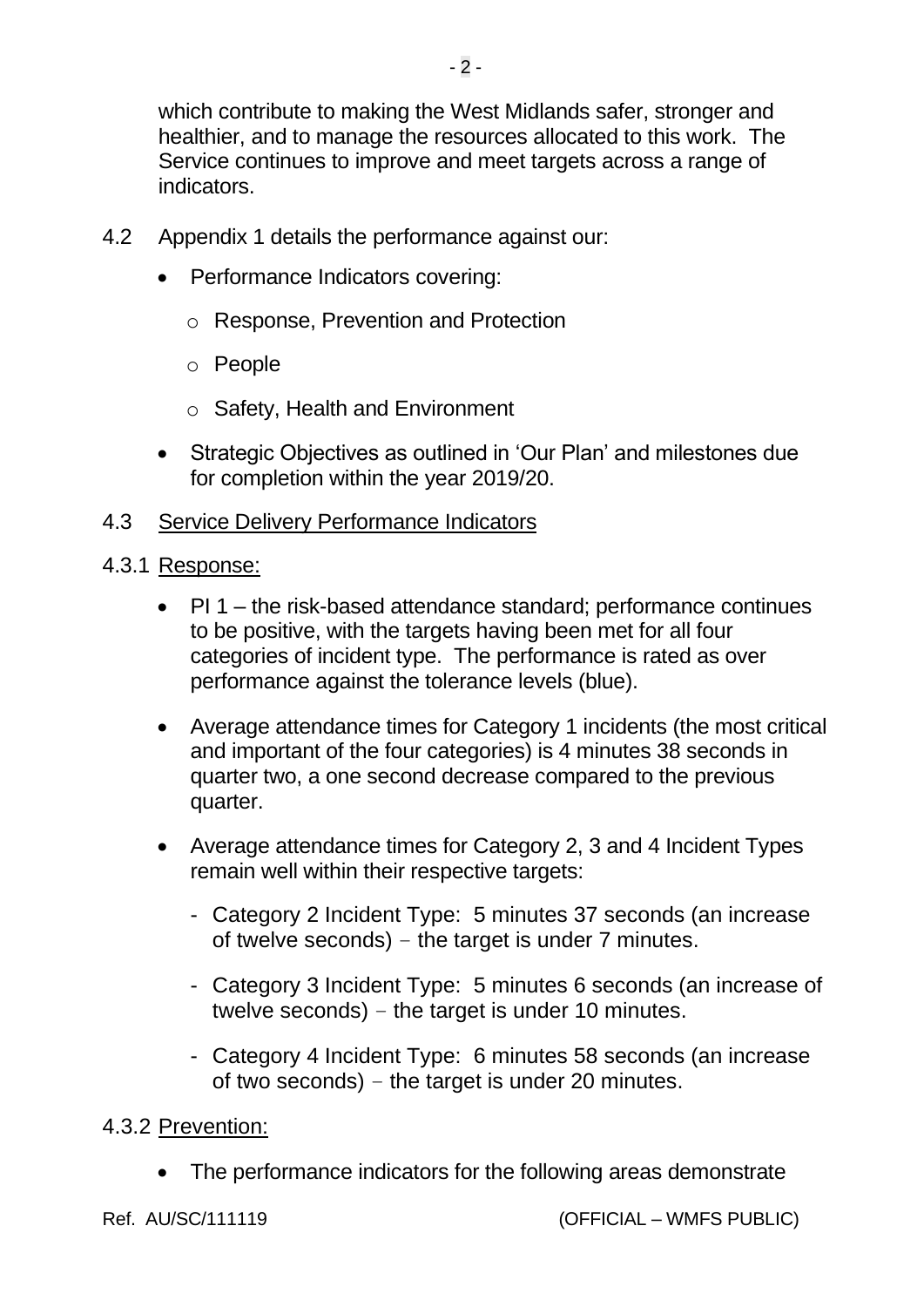which contribute to making the West Midlands safer, stronger and healthier, and to manage the resources allocated to this work. The Service continues to improve and meet targets across a range of indicators.

4.2 Appendix 1 details the performance against our:

- Performance Indicators covering:
  - Response, Prevention and Protection
  - People
  - Safety, Health and Environment
- Strategic Objectives as outlined in 'Our Plan' and milestones due for completion within the year 2019/20.

4.3 <u>Service Delivery Performance Indicators</u>

4.3.1 <u>Response:</u>

- PI 1 – the risk-based attendance standard; performance continues to be positive, with the targets having been met for all four categories of incident type. The performance is rated as over performance against the tolerance levels (blue).
- Average attendance times for Category 1 incidents (the most critical and important of the four categories) is 4 minutes 38 seconds in quarter two, a one second decrease compared to the previous quarter.
- Average attendance times for Category 2, 3 and 4 Incident Types remain well within their respective targets:
  - Category 2 Incident Type: 5 minutes 37 seconds (an increase of twelve seconds) – the target is under 7 minutes.
  - Category 3 Incident Type: 5 minutes 6 seconds (an increase of twelve seconds) – the target is under 10 minutes.
  - Category 4 Incident Type: 6 minutes 58 seconds (an increase of two seconds) – the target is under 20 minutes.

4.3.2 <u>Prevention:</u>

- The performance indicators for the following areas demonstrate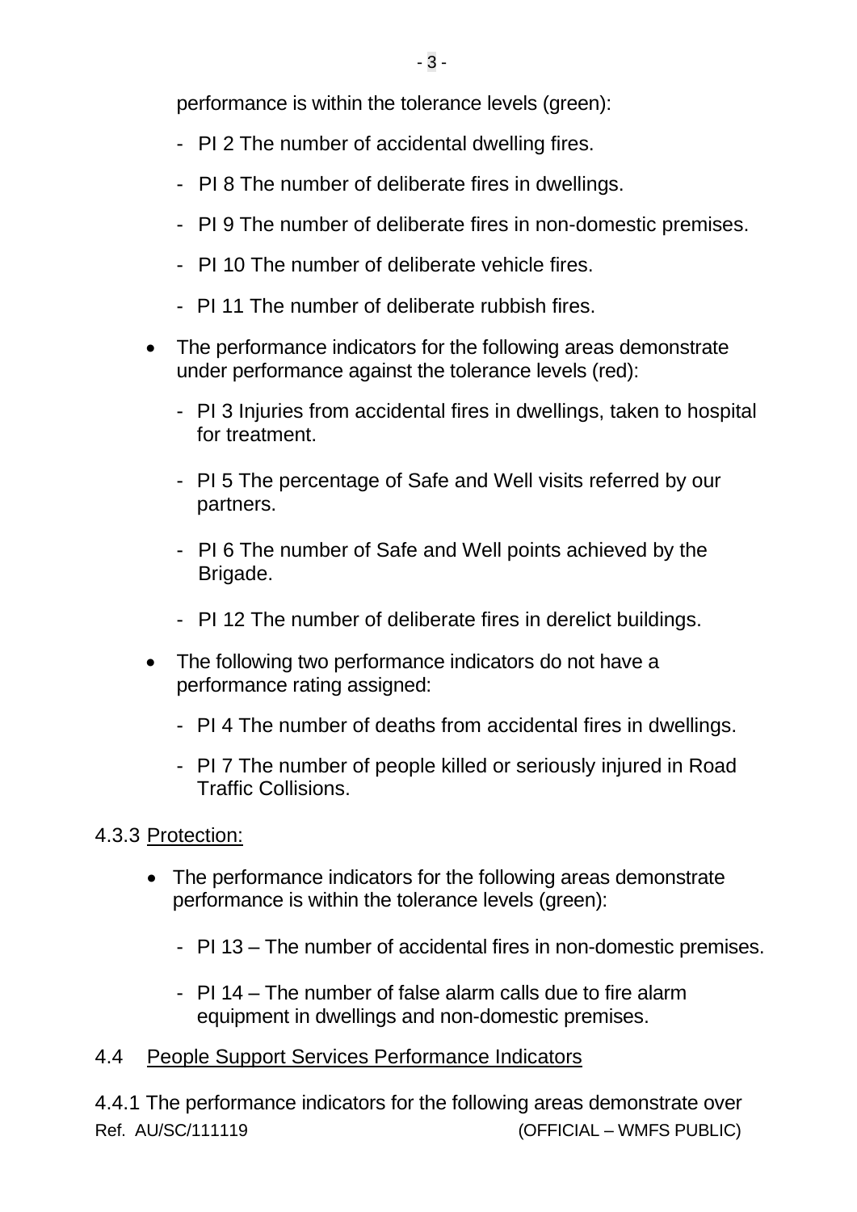performance is within the tolerance levels (green):

- PI 2 The number of accidental dwelling fires.
- PI 8 The number of deliberate fires in dwellings.
- PI 9 The number of deliberate fires in non-domestic premises.
- PI 10 The number of deliberate vehicle fires.
- PI 11 The number of deliberate rubbish fires.

- The performance indicators for the following areas demonstrate under performance against the tolerance levels (red):

  - PI 3 Injuries from accidental fires in dwellings, taken to hospital for treatment.
  - PI 5 The percentage of Safe and Well visits referred by our partners.
  - PI 6 The number of Safe and Well points achieved by the Brigade.
  - PI 12 The number of deliberate fires in derelict buildings.

- The following two performance indicators do not have a performance rating assigned:

  - PI 4 The number of deaths from accidental fires in dwellings.
  - PI 7 The number of people killed or seriously injured in Road Traffic Collisions.

4.3.3 Protection:

- The performance indicators for the following areas demonstrate performance is within the tolerance levels (green):

  - PI 13 – The number of accidental fires in non-domestic premises.
  - PI 14 – The number of false alarm calls due to fire alarm equipment in dwellings and non-domestic premises.

## 4.4 People Support Services Performance Indicators

4.4.1 The performance indicators for the following areas demonstrate over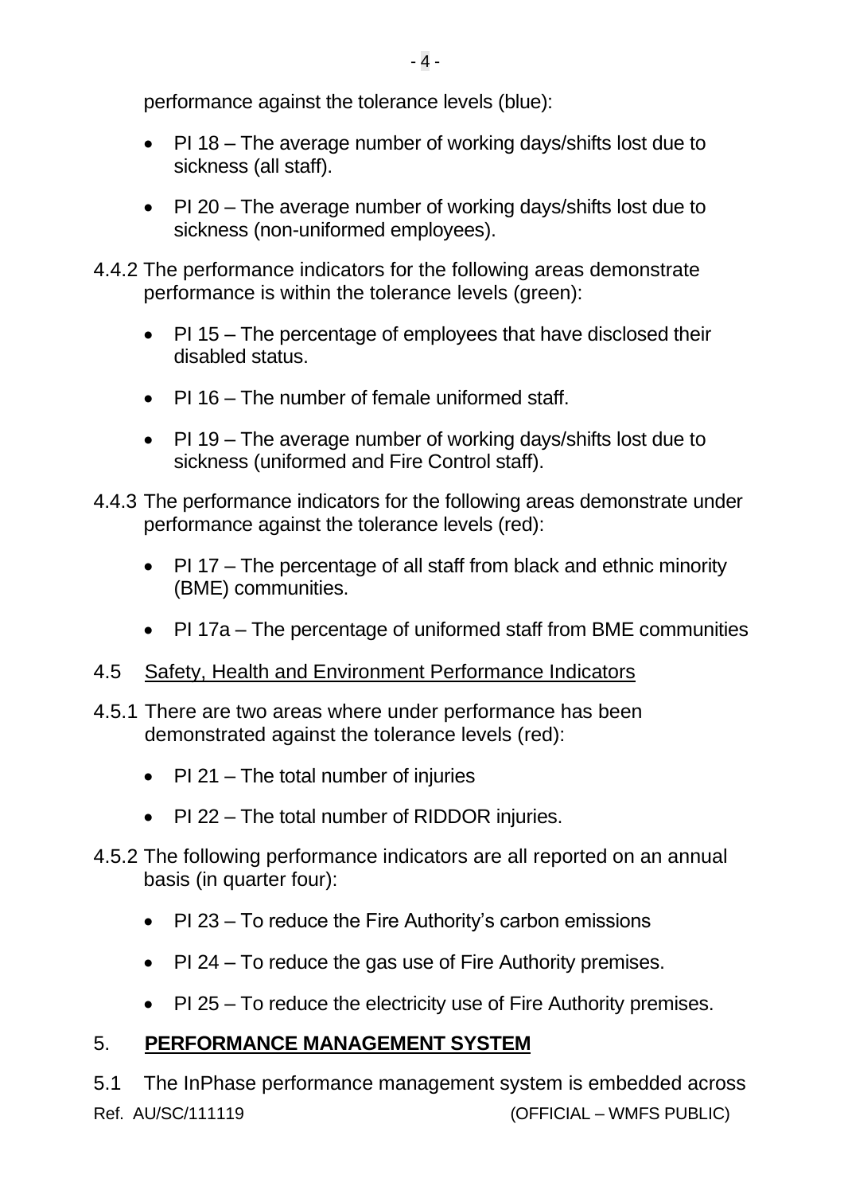performance against the tolerance levels (blue):

- PI 18 – The average number of working days/shifts lost due to sickness (all staff).
- PI 20 – The average number of working days/shifts lost due to sickness (non-uniformed employees).

4.4.2 The performance indicators for the following areas demonstrate performance is within the tolerance levels (green):

- PI 15 – The percentage of employees that have disclosed their disabled status.
- PI 16 – The number of female uniformed staff.
- PI 19 – The average number of working days/shifts lost due to sickness (uniformed and Fire Control staff).

4.4.3 The performance indicators for the following areas demonstrate under performance against the tolerance levels (red):

- PI 17 – The percentage of all staff from black and ethnic minority (BME) communities.
- PI 17a – The percentage of uniformed staff from BME communities

4.5 <u>Safety, Health and Environment Performance Indicators</u>

4.5.1 There are two areas where under performance has been demonstrated against the tolerance levels (red):

- PI 21 – The total number of injuries
- PI 22 – The total number of RIDDOR injuries.

4.5.2 The following performance indicators are all reported on an annual basis (in quarter four):

- PI 23 – To reduce the Fire Authority's carbon emissions
- PI 24 – To reduce the gas use of Fire Authority premises.
- PI 25 – To reduce the electricity use of Fire Authority premises.

## 5. **PERFORMANCE MANAGEMENT SYSTEM**

5.1 The InPhase performance management system is embedded across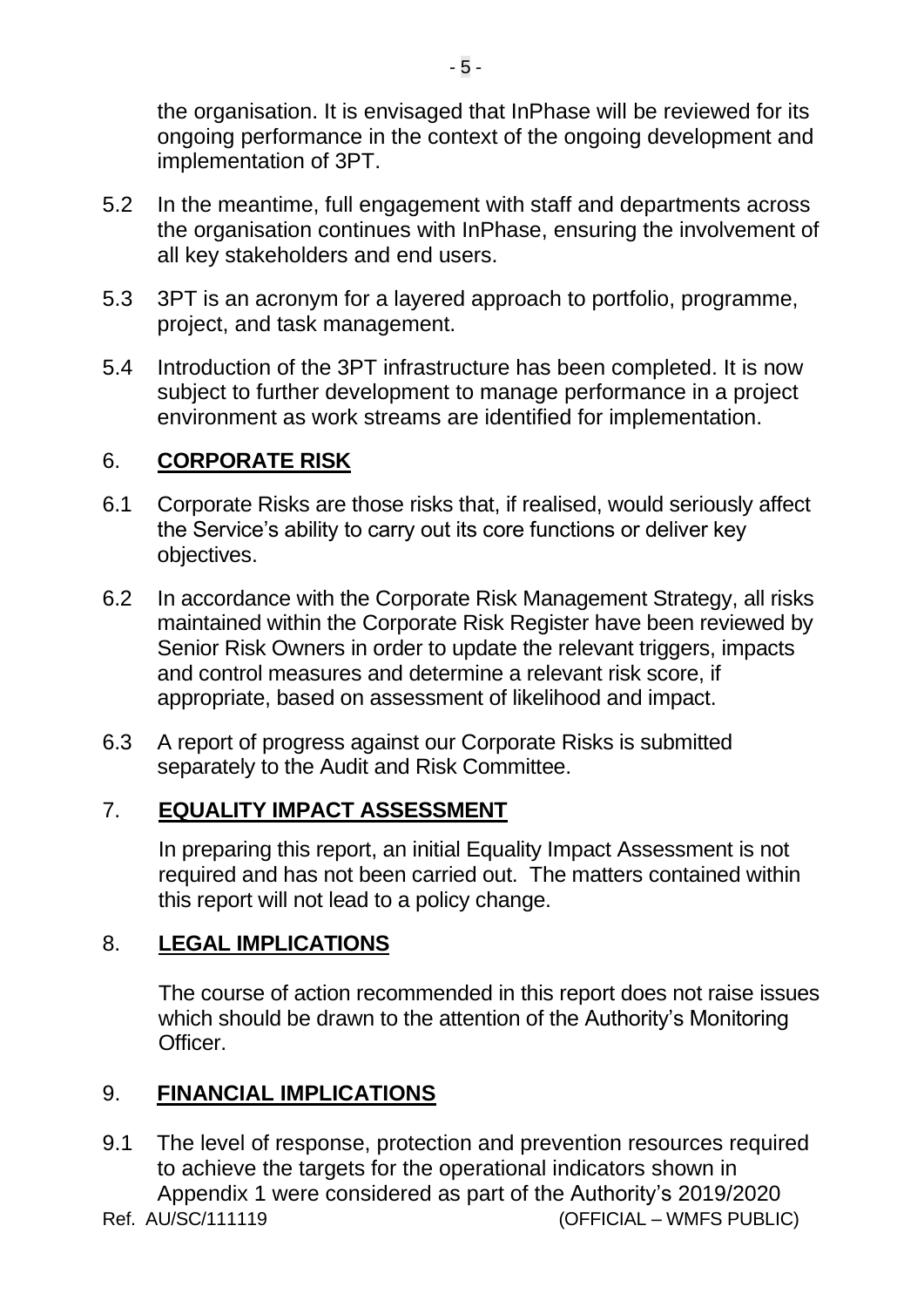the organisation. It is envisaged that InPhase will be reviewed for its ongoing performance in the context of the ongoing development and implementation of 3PT.

5.2 In the meantime, full engagement with staff and departments across the organisation continues with InPhase, ensuring the involvement of all key stakeholders and end users.

5.3 3PT is an acronym for a layered approach to portfolio, programme, project, and task management.

5.4 Introduction of the 3PT infrastructure has been completed. It is now subject to further development to manage performance in a project environment as work streams are identified for implementation.

## 6. CORPORATE RISK

6.1 Corporate Risks are those risks that, if realised, would seriously affect the Service's ability to carry out its core functions or deliver key objectives.

6.2 In accordance with the Corporate Risk Management Strategy, all risks maintained within the Corporate Risk Register have been reviewed by Senior Risk Owners in order to update the relevant triggers, impacts and control measures and determine a relevant risk score, if appropriate, based on assessment of likelihood and impact.

6.3 A report of progress against our Corporate Risks is submitted separately to the Audit and Risk Committee.

## 7. EQUALITY IMPACT ASSESSMENT

In preparing this report, an initial Equality Impact Assessment is not required and has not been carried out. The matters contained within this report will not lead to a policy change.

## 8. LEGAL IMPLICATIONS

The course of action recommended in this report does not raise issues which should be drawn to the attention of the Authority's Monitoring Officer.

## 9. FINANCIAL IMPLICATIONS

9.1 The level of response, protection and prevention resources required to achieve the targets for the operational indicators shown in Appendix 1 were considered as part of the Authority's 2019/2020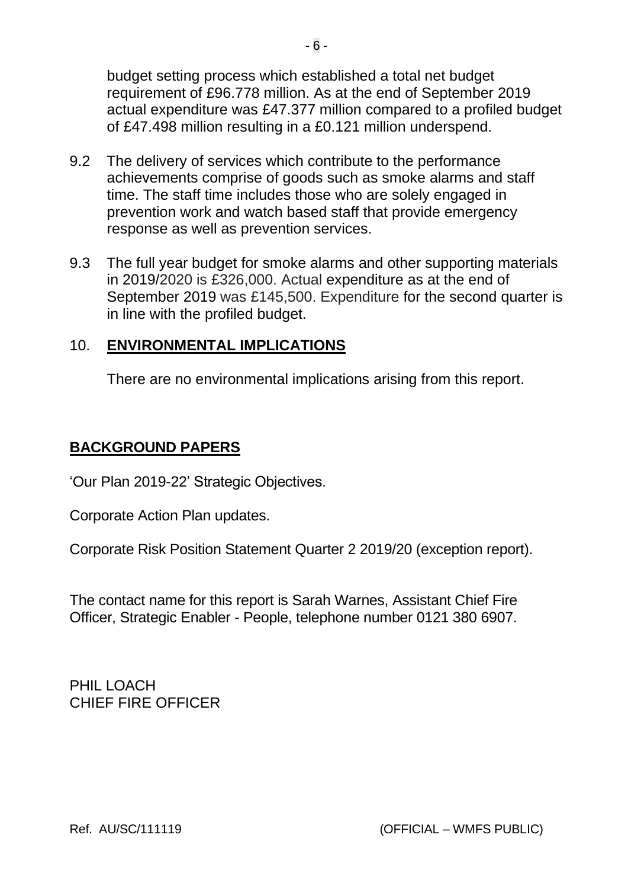budget setting process which established a total net budget requirement of £96.778 million. As at the end of September 2019 actual expenditure was £47.377 million compared to a profiled budget of £47.498 million resulting in a £0.121 million underspend.

9.2 The delivery of services which contribute to the performance achievements comprise of goods such as smoke alarms and staff time. The staff time includes those who are solely engaged in prevention work and watch based staff that provide emergency response as well as prevention services.

9.3 The full year budget for smoke alarms and other supporting materials in 2019/2020 is £326,000. Actual expenditure as at the end of September 2019 was £145,500. Expenditure for the second quarter is in line with the profiled budget.

## 10. ENVIRONMENTAL IMPLICATIONS

There are no environmental implications arising from this report.

## BACKGROUND PAPERS

'Our Plan 2019-22' Strategic Objectives.

Corporate Action Plan updates.

Corporate Risk Position Statement Quarter 2 2019/20 (exception report).

The contact name for this report is Sarah Warnes, Assistant Chief Fire Officer, Strategic Enabler - People, telephone number 0121 380 6907.

PHIL LOACH
CHIEF FIRE OFFICER

Ref. AU/SC/111119 (OFFICIAL – WMFS PUBLIC)